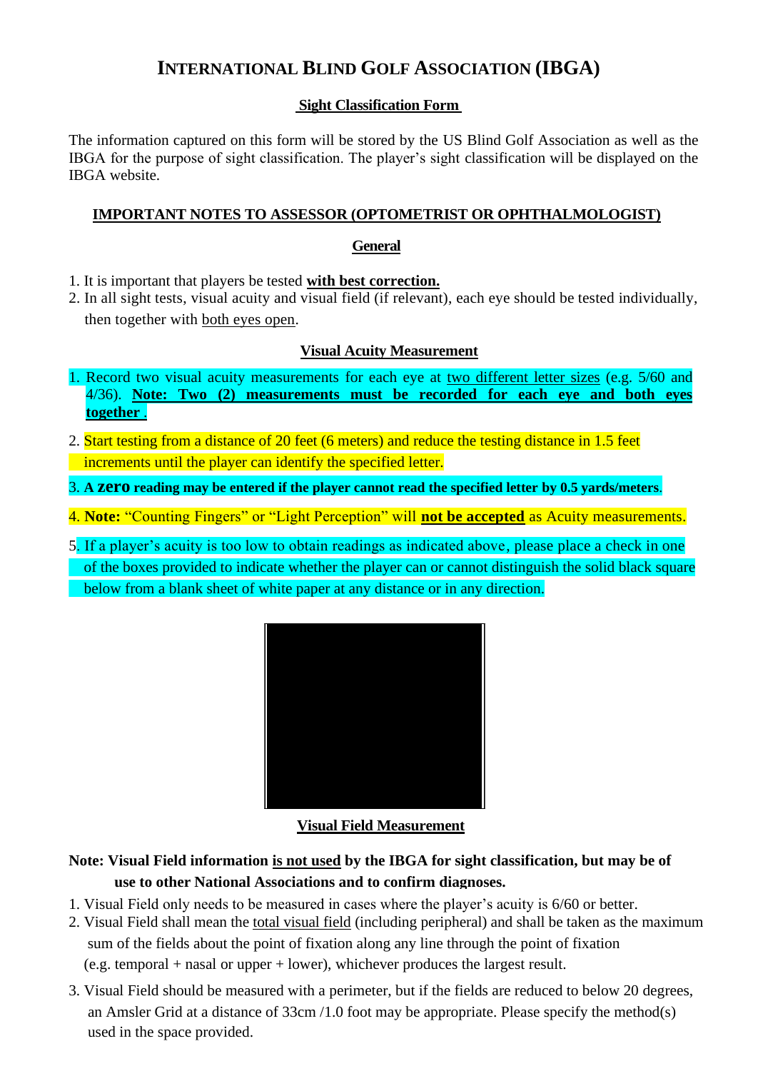# INTERNATIONAL BLIND GOLF ASSOCIATION (IBGA)

## Sight Classification Form

The information captured on this form will be stored by the US Blind Golf Association as well as the IBGA for the purpose of sight classification. The player's sight classification will be displayed on the IBGA website.

### IMPORTANT NOTES TO ASSESSOR (OPTOMETRIST OR OPHTHALMOLOGIST)

#### General

1. It is important that players be tested **with best correction.**
2. In all sight tests, visual acuity and visual field (if relevant), each eye should be tested individually, then together with both eyes open.

#### Visual Acuity Measurement

1. Record two visual acuity measurements for each eye at two different letter sizes (e.g. 5/60 and 4/36). **Note: Two (2) measurements must be recorded for each eye and both eyes together .**
2. Start testing from a distance of 20 feet (6 meters) and reduce the testing distance in 1.5 feet increments until the player can identify the specified letter.
3. **A zero reading may be entered if the player cannot read the specified letter by 0.5 yards/meters**.
4. **Note:** "Counting Fingers" or "Light Perception" will **not be accepted** as Acuity measurements.
5. If a player's acuity is too low to obtain readings as indicated above, please place a check in one of the boxes provided to indicate whether the player can or cannot distinguish the solid black square below from a blank sheet of white paper at any distance or in any direction.

#### Visual Field Measurement

**Note: Visual Field information is not used by the IBGA for sight classification, but may be of use to other National Associations and to confirm diagnoses.**

1. Visual Field only needs to be measured in cases where the player's acuity is 6/60 or better.
2. Visual Field shall mean the total visual field (including peripheral) and shall be taken as the maximum sum of the fields about the point of fixation along any line through the point of fixation (e.g. temporal + nasal or upper + lower), whichever produces the largest result.
3. Visual Field should be measured with a perimeter, but if the fields are reduced to below 20 degrees, an Amsler Grid at a distance of 33cm /1.0 foot may be appropriate. Please specify the method(s) used in the space provided.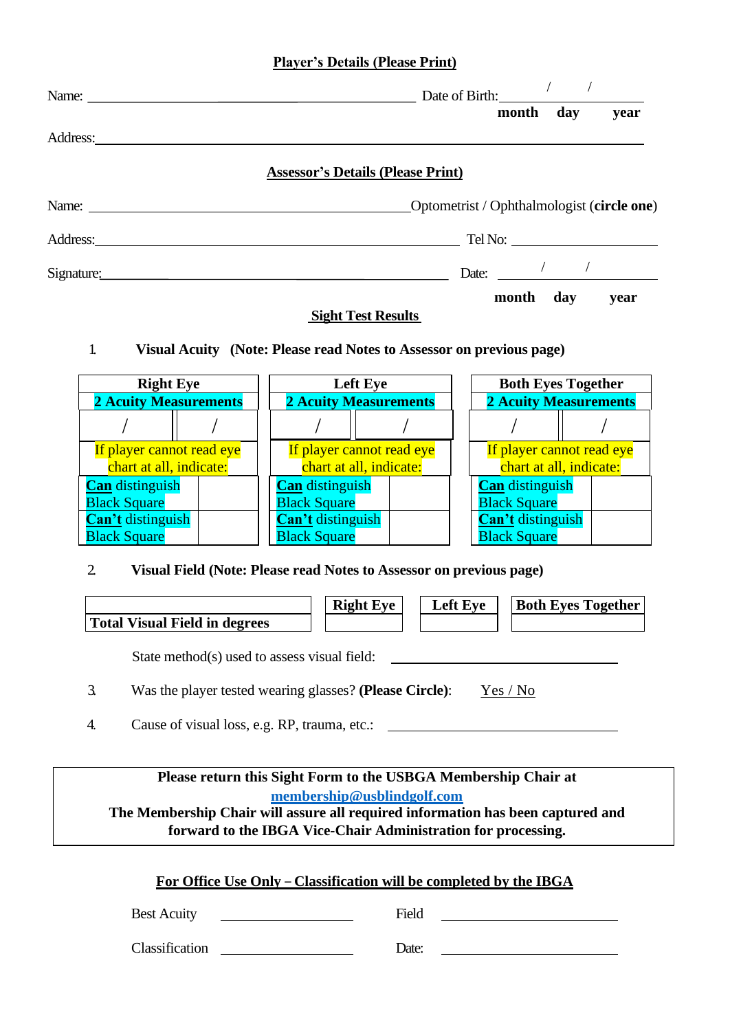## Player's Details (Please Print)

Name: ______________________________ Date of Birth: ____ / ____ / ____
**month** **day** **year**

Address: ______________________________________________

## Assessor's Details (Please Print)

Name: ______________________________ Optometrist / Ophthalmologist (**circle one**)

Address: ______________________________ Tel No: ______________

Signature: ______________________________ Date: ____ / ____ / ____
**month** **day** **year**

## Sight Test Results

1. **Visual Acuity (Note: Please read Notes to Assessor on previous page)**

| Right Eye | | Left Eye | | Both Eyes Together | |
|---|---|---|---|---|---|
| **2 Acuity Measurements** | | **2 Acuity Measurements** | | **2 Acuity Measurements** | |
| / | / | / | / | / | / |
| If player cannot read eye chart at all, indicate: | | If player cannot read eye chart at all, indicate: | | If player cannot read eye chart at all, indicate: | |
| **Can** distinguish Black Square | | **Can** distinguish Black Square | | **Can** distinguish Black Square | |
| **Can't** distinguish Black Square | | **Can't** distinguish Black Square | | **Can't** distinguish Black Square | |

2. **Visual Field (Note: Please read Notes to Assessor on previous page)**

| | Right Eye | Left Eye | Both Eyes Together |
|---|---|---|---|
| **Total Visual Field in degrees** | | | |

State method(s) used to assess visual field: ______________________

3. Was the player tested wearing glasses? **(Please Circle)**: Yes / No

4. Cause of visual loss, e.g. RP, trauma, etc.: ______________________

**Please return this Sight Form to the USBGA Membership Chair at [membership@usblindgolf.com](mailto:membership@usblindgolf.com)**
**The Membership Chair will assure all required information has been captured and forward to the IBGA Vice-Chair Administration for processing.**

## For Office Use Only – Classification will be completed by the IBGA

Best Acuity ______________ Field ______________

Classification ______________ Date: ______________